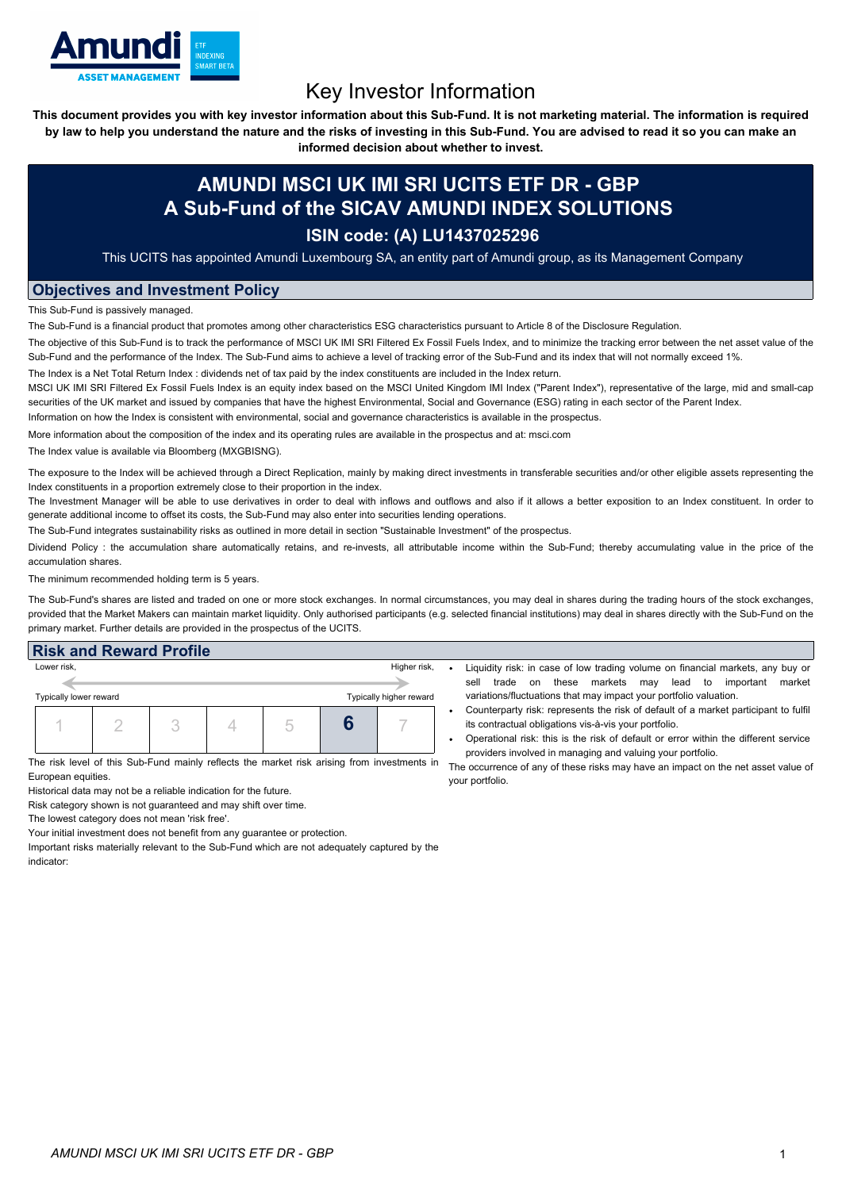# Key Investor Information

**This document provides you with key investor information about this Sub-Fund. It is not marketing material. The information is required by law to help you understand the nature and the risks of investing in this Sub-Fund. You are advised to read it so you can make an informed decision about whether to invest.**

## AMUNDI MSCI UK IMI SRI UCITS ETF DR - GBP
## A Sub-Fund of the SICAV AMUNDI INDEX SOLUTIONS
### ISIN code: (A) LU1437025296

This UCITS has appointed Amundi Luxembourg SA, an entity part of Amundi group, as its Management Company

## Objectives and Investment Policy

This Sub-Fund is passively managed.

The Sub-Fund is a financial product that promotes among other characteristics ESG characteristics pursuant to Article 8 of the Disclosure Regulation.

The objective of this Sub-Fund is to track the performance of MSCI UK IMI SRI Filtered Ex Fossil Fuels Index, and to minimize the tracking error between the net asset value of the Sub-Fund and the performance of the Index. The Sub-Fund aims to achieve a level of tracking error of the Sub-Fund and its index that will not normally exceed 1%.

The Index is a Net Total Return Index : dividends net of tax paid by the index constituents are included in the Index return.

MSCI UK IMI SRI Filtered Ex Fossil Fuels Index is an equity index based on the MSCI United Kingdom IMI Index ("Parent Index"), representative of the large, mid and small-cap securities of the UK market and issued by companies that have the highest Environmental, Social and Governance (ESG) rating in each sector of the Parent Index.

Information on how the Index is consistent with environmental, social and governance characteristics is available in the prospectus.

More information about the composition of the index and its operating rules are available in the prospectus and at: msci.com

The Index value is available via Bloomberg (MXGBISNG).

The exposure to the Index will be achieved through a Direct Replication, mainly by making direct investments in transferable securities and/or other eligible assets representing the Index constituents in a proportion extremely close to their proportion in the index.

The Investment Manager will be able to use derivatives in order to deal with inflows and outflows and also if it allows a better exposition to an Index constituent. In order to generate additional income to offset its costs, the Sub-Fund may also enter into securities lending operations.

The Sub-Fund integrates sustainability risks as outlined in more detail in section "Sustainable Investment" of the prospectus.

Dividend Policy : the accumulation share automatically retains, and re-invests, all attributable income within the Sub-Fund; thereby accumulating value in the price of the accumulation shares.

The minimum recommended holding term is 5 years.

The Sub-Fund's shares are listed and traded on one or more stock exchanges. In normal circumstances, you may deal in shares during the trading hours of the stock exchanges, provided that the Market Makers can maintain market liquidity. Only authorised participants (e.g. selected financial institutions) may deal in shares directly with the Sub-Fund on the primary market. Further details are provided in the prospectus of the UCITS.

## Risk and Reward Profile

| Lower risk, | | | | | | Higher risk, |
|---|---|---|---|---|---|---|
| Typically lower reward | | | | | | Typically higher reward |
| 1 | 2 | 3 | 4 | 5 | **6** | 7 |

The risk level of this Sub-Fund mainly reflects the market risk arising from investments in European equities.

Historical data may not be a reliable indication for the future.

Risk category shown is not guaranteed and may shift over time.

The lowest category does not mean 'risk free'.

Your initial investment does not benefit from any guarantee or protection.

Important risks materially relevant to the Sub-Fund which are not adequately captured by the indicator:

- Liquidity risk: in case of low trading volume on financial markets, any buy or sell trade on these markets may lead to important market variations/fluctuations that may impact your portfolio valuation.
- Counterparty risk: represents the risk of default of a market participant to fulfil its contractual obligations vis-à-vis your portfolio.
- Operational risk: this is the risk of default or error within the different service providers involved in managing and valuing your portfolio.

The occurrence of any of these risks may have an impact on the net asset value of your portfolio.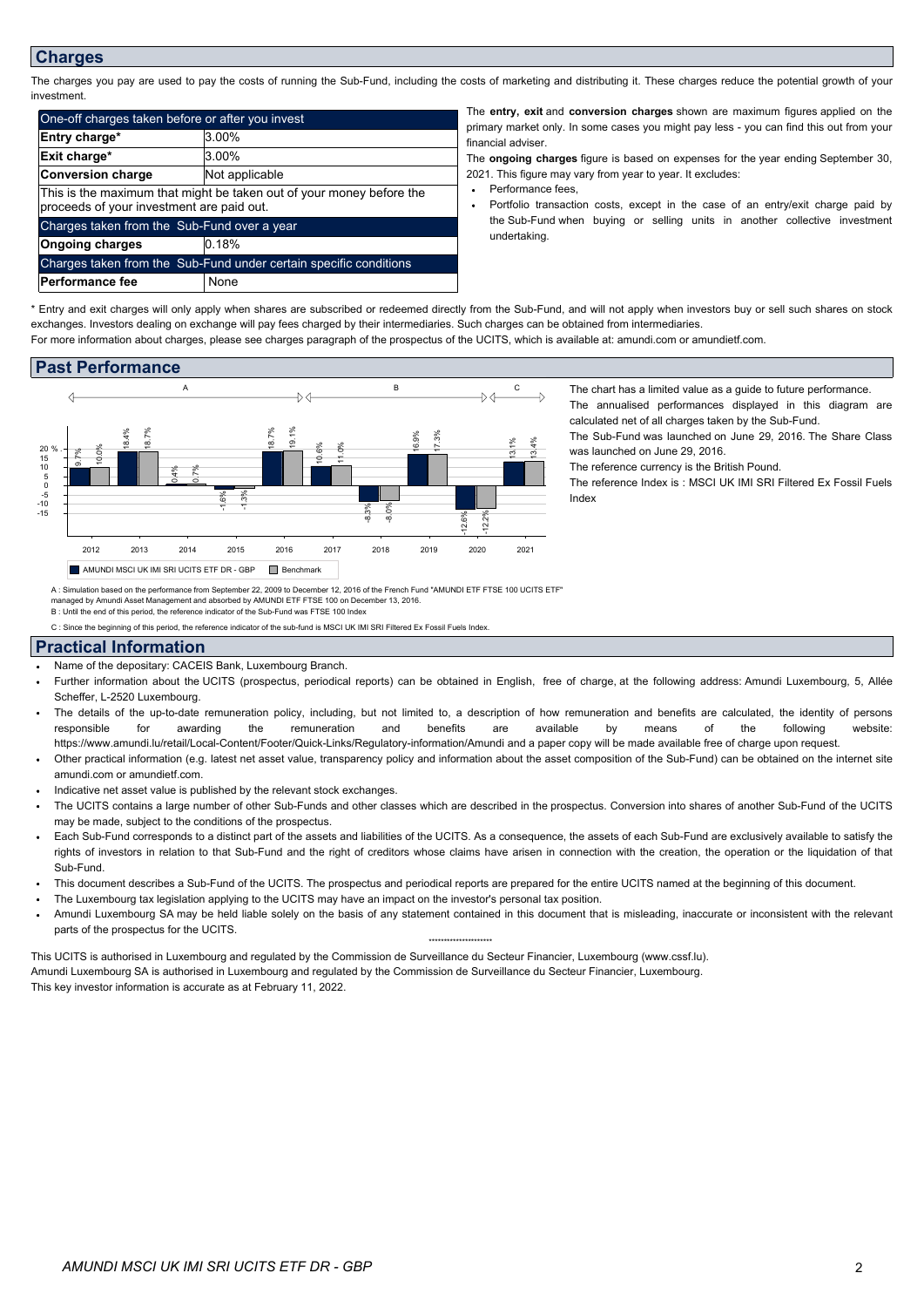## Charges

The charges you pay are used to pay the costs of running the Sub-Fund, including the costs of marketing and distributing it. These charges reduce the potential growth of your investment.

| One-off charges taken before or after you invest | |
|---|---|
| **Entry charge*** | 3.00% |
| **Exit charge*** | 3.00% |
| **Conversion charge** | Not applicable |
| This is the maximum that might be taken out of your money before the proceeds of your investment are paid out. | |
| Charges taken from the Sub-Fund over a year | |
| **Ongoing charges** | 0.18% |
| Charges taken from the Sub-Fund under certain specific conditions | |
| **Performance fee** | None |

The **entry, exit** and **conversion charges** shown are maximum figures applied on the primary market only. In some cases you might pay less - you can find this out from your financial adviser.

The **ongoing charges** figure is based on expenses for the year ending September 30, 2021. This figure may vary from year to year. It excludes:

- Performance fees,
- Portfolio transaction costs, except in the case of an entry/exit charge paid by the Sub-Fund when buying or selling units in another collective investment undertaking.

* Entry and exit charges will only apply when shares are subscribed or redeemed directly from the Sub-Fund, and will not apply when investors buy or sell such shares on stock exchanges. Investors dealing on exchange will pay fees charged by their intermediaries. Such charges can be obtained from intermediaries.

For more information about charges, please see charges paragraph of the prospectus of the UCITS, which is available at: amundi.com or amundietf.com.

## Past Performance

A B C

20 %
15
10
5
0
-5
-10
-15

9.7% 10.0% 18.4% 18.7% 0.4% 0.7% -1.6% -1.3% 18.7% 19.1% 10.6% 11.0% -8.3% -8.0% 16.9% 17.3% -12.6% -12.2% 13.1% 13.4%

2012 2013 2014 2015 2016 2017 2018 2019 2020 2021

AMUNDI MSCI UK IMI SRI UCITS ETF DR - GBP
Benchmark

A : Simulation based on the performance from September 22, 2009 to December 12, 2016 of the French Fund "AMUNDI ETF FTSE 100 UCITS ETF" managed by Amundi Asset Management and absorbed by AMUNDI ETF FTSE 100 on December 13, 2016.
B : Until the end of this period, the reference indicator of the Sub-Fund was FTSE 100 Index

C : Since the beginning of this period, the reference indicator of the sub-fund is MSCI UK IMI SRI Filtered Ex Fossil Fuels Index.

The chart has a limited value as a guide to future performance.

The annualised performances displayed in this diagram are calculated net of all charges taken by the Sub-Fund.

The Sub-Fund was launched on June 29, 2016. The Share Class was launched on June 29, 2016.

The reference currency is the British Pound.

The reference Index is : MSCI UK IMI SRI Filtered Ex Fossil Fuels Index

## Practical Information

- Name of the depositary: CACEIS Bank, Luxembourg Branch.
- Further information about the UCITS (prospectus, periodical reports) can be obtained in English, free of charge, at the following address: Amundi Luxembourg, 5, Allée Scheffer, L-2520 Luxembourg.
- The details of the up-to-date remuneration policy, including, but not limited to, a description of how remuneration and benefits are calculated, the identity of persons responsible for awarding the remuneration and benefits are available by means of the following website: https://www.amundi.lu/retail/Local-Content/Footer/Quick-Links/Regulatory-information/Amundi and a paper copy will be made available free of charge upon request.
- Other practical information (e.g. latest net asset value, transparency policy and information about the asset composition of the Sub-Fund) can be obtained on the internet site amundi.com or amundietf.com.
- Indicative net asset value is published by the relevant stock exchanges.
- The UCITS contains a large number of other Sub-Funds and other classes which are described in the prospectus. Conversion into shares of another Sub-Fund of the UCITS may be made, subject to the conditions of the prospectus.
- Each Sub-Fund corresponds to a distinct part of the assets and liabilities of the UCITS. As a consequence, the assets of each Sub-Fund are exclusively available to satisfy the rights of investors in relation to that Sub-Fund and the right of creditors whose claims have arisen in connection with the creation, the operation or the liquidation of that Sub-Fund.
- This document describes a Sub-Fund of the UCITS. The prospectus and periodical reports are prepared for the entire UCITS named at the beginning of this document.
- The Luxembourg tax legislation applying to the UCITS may have an impact on the investor's personal tax position.
- Amundi Luxembourg SA may be held liable solely on the basis of any statement contained in this document that is misleading, inaccurate or inconsistent with the relevant parts of the prospectus for the UCITS.

********************

This UCITS is authorised in Luxembourg and regulated by the Commission de Surveillance du Secteur Financier, Luxembourg (www.cssf.lu).
Amundi Luxembourg SA is authorised in Luxembourg and regulated by the Commission de Surveillance du Secteur Financier, Luxembourg.
This key investor information is accurate as at February 11, 2022.